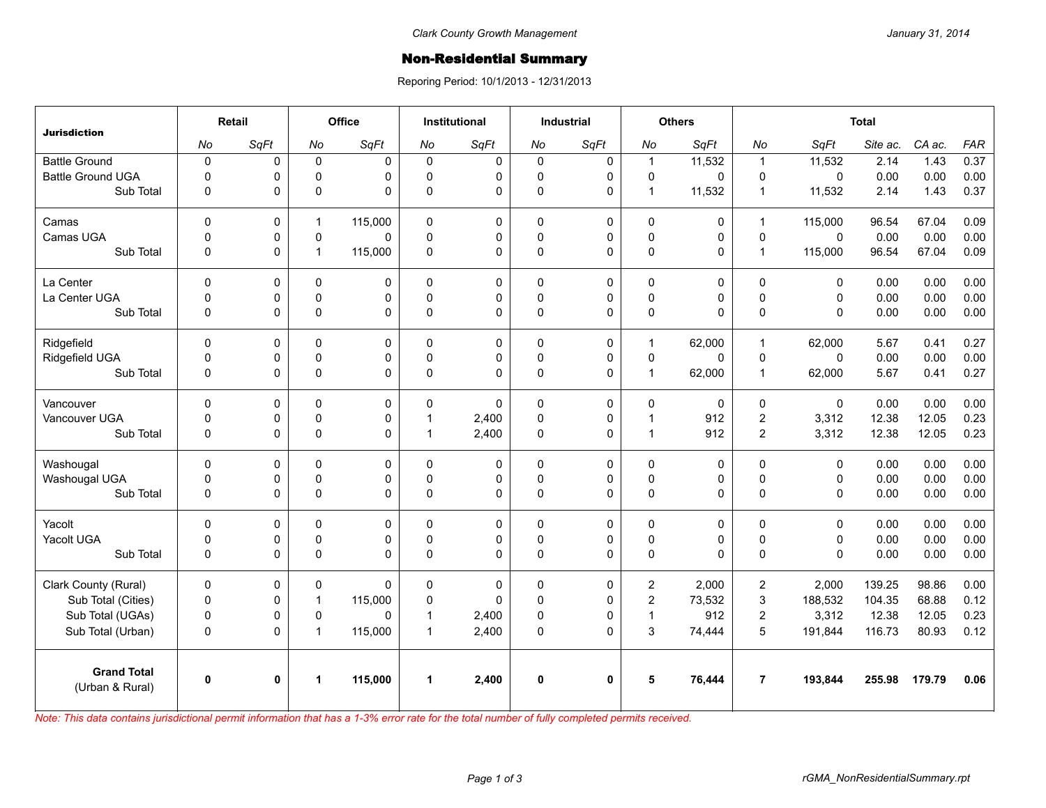Clark County Growth Management

January 31, 2014

# Non-Residential Summary

Reporing Period: 10/1/2013 - 12/31/2013

| Jurisdiction | Retail | | Office | | Institutional | | Industrial | | Others | | Total | | | | |
|---|---|---|---|---|---|---|---|---|---|---|---|---|---|---|---|
| | *No* | *SqFt* | *No* | *SqFt* | *No* | *SqFt* | *No* | *SqFt* | *No* | *SqFt* | *No* | *SqFt* | *Site ac.* | *CA ac.* | *FAR* |
| Battle Ground | 0 | 0 | 0 | 0 | 0 | 0 | 0 | 0 | 1 | 11,532 | 1 | 11,532 | 2.14 | 1.43 | 0.37 |
| Battle Ground UGA | 0 | 0 | 0 | 0 | 0 | 0 | 0 | 0 | 0 | 0 | 0 | 0 | 0.00 | 0.00 | 0.00 |
| Sub Total | 0 | 0 | 0 | 0 | 0 | 0 | 0 | 0 | 1 | 11,532 | 1 | 11,532 | 2.14 | 1.43 | 0.37 |
| Camas | 0 | 0 | 1 | 115,000 | 0 | 0 | 0 | 0 | 0 | 0 | 1 | 115,000 | 96.54 | 67.04 | 0.09 |
| Camas UGA | 0 | 0 | 0 | 0 | 0 | 0 | 0 | 0 | 0 | 0 | 0 | 0 | 0.00 | 0.00 | 0.00 |
| Sub Total | 0 | 0 | 1 | 115,000 | 0 | 0 | 0 | 0 | 0 | 0 | 1 | 115,000 | 96.54 | 67.04 | 0.09 |
| La Center | 0 | 0 | 0 | 0 | 0 | 0 | 0 | 0 | 0 | 0 | 0 | 0 | 0.00 | 0.00 | 0.00 |
| La Center UGA | 0 | 0 | 0 | 0 | 0 | 0 | 0 | 0 | 0 | 0 | 0 | 0 | 0.00 | 0.00 | 0.00 |
| Sub Total | 0 | 0 | 0 | 0 | 0 | 0 | 0 | 0 | 0 | 0 | 0 | 0 | 0.00 | 0.00 | 0.00 |
| Ridgefield | 0 | 0 | 0 | 0 | 0 | 0 | 0 | 0 | 1 | 62,000 | 1 | 62,000 | 5.67 | 0.41 | 0.27 |
| Ridgefield UGA | 0 | 0 | 0 | 0 | 0 | 0 | 0 | 0 | 0 | 0 | 0 | 0 | 0.00 | 0.00 | 0.00 |
| Sub Total | 0 | 0 | 0 | 0 | 0 | 0 | 0 | 0 | 1 | 62,000 | 1 | 62,000 | 5.67 | 0.41 | 0.27 |
| Vancouver | 0 | 0 | 0 | 0 | 0 | 0 | 0 | 0 | 0 | 0 | 0 | 0 | 0.00 | 0.00 | 0.00 |
| Vancouver UGA | 0 | 0 | 0 | 0 | 1 | 2,400 | 0 | 0 | 1 | 912 | 2 | 3,312 | 12.38 | 12.05 | 0.23 |
| Sub Total | 0 | 0 | 0 | 0 | 1 | 2,400 | 0 | 0 | 1 | 912 | 2 | 3,312 | 12.38 | 12.05 | 0.23 |
| Washougal | 0 | 0 | 0 | 0 | 0 | 0 | 0 | 0 | 0 | 0 | 0 | 0 | 0.00 | 0.00 | 0.00 |
| Washougal UGA | 0 | 0 | 0 | 0 | 0 | 0 | 0 | 0 | 0 | 0 | 0 | 0 | 0.00 | 0.00 | 0.00 |
| Sub Total | 0 | 0 | 0 | 0 | 0 | 0 | 0 | 0 | 0 | 0 | 0 | 0 | 0.00 | 0.00 | 0.00 |
| Yacolt | 0 | 0 | 0 | 0 | 0 | 0 | 0 | 0 | 0 | 0 | 0 | 0 | 0.00 | 0.00 | 0.00 |
| Yacolt UGA | 0 | 0 | 0 | 0 | 0 | 0 | 0 | 0 | 0 | 0 | 0 | 0 | 0.00 | 0.00 | 0.00 |
| Sub Total | 0 | 0 | 0 | 0 | 0 | 0 | 0 | 0 | 0 | 0 | 0 | 0 | 0.00 | 0.00 | 0.00 |
| Clark County (Rural) | 0 | 0 | 0 | 0 | 0 | 0 | 0 | 0 | 2 | 2,000 | 2 | 2,000 | 139.25 | 98.86 | 0.00 |
| Sub Total (Cities) | 0 | 0 | 1 | 115,000 | 0 | 0 | 0 | 0 | 2 | 73,532 | 3 | 188,532 | 104.35 | 68.88 | 0.12 |
| Sub Total (UGAs) | 0 | 0 | 0 | 0 | 1 | 2,400 | 0 | 0 | 1 | 912 | 2 | 3,312 | 12.38 | 12.05 | 0.23 |
| Sub Total (Urban) | 0 | 0 | 1 | 115,000 | 1 | 2,400 | 0 | 0 | 3 | 74,444 | 5 | 191,844 | 116.73 | 80.93 | 0.12 |
| **Grand Total** (Urban & Rural) | **0** | **0** | **1** | **115,000** | **1** | **2,400** | **0** | **0** | **5** | **76,444** | **7** | **193,844** | **255.98** | **179.79** | **0.06** |

*Note: This data contains jurisdictional permit information that has a 1-3% error rate for the total number of fully completed permits received.*

rGMA_NonResidentialSummary.rpt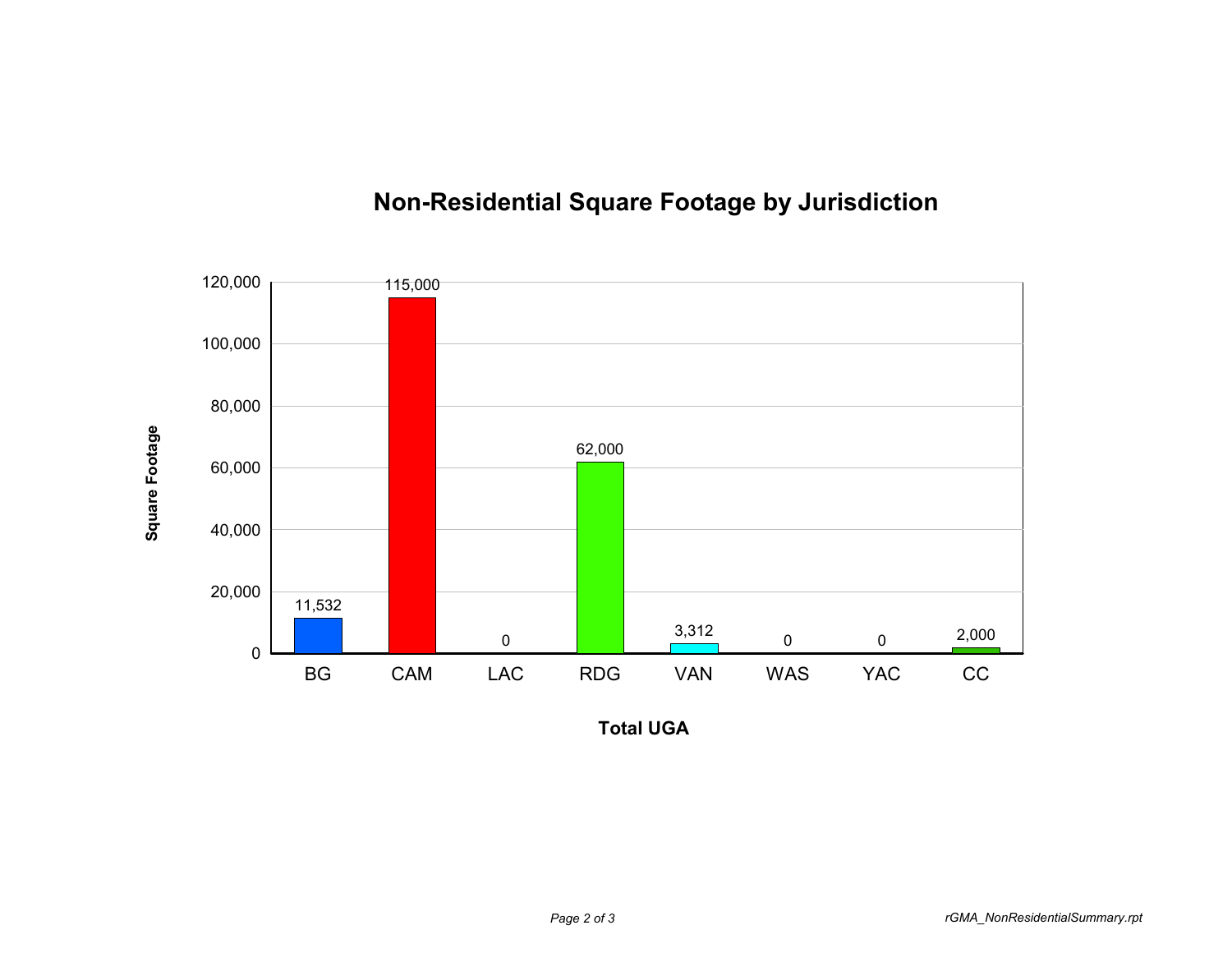## Non-Residential Square Footage by Jurisdiction

| Total UGA | Square Footage |
|---|---|
| BG | 11,532 |
| CAM | 115,000 |
| LAC | 0 |
| RDG | 62,000 |
| VAN | 3,312 |
| WAS | 0 |
| YAC | 0 |
| CC | 2,000 |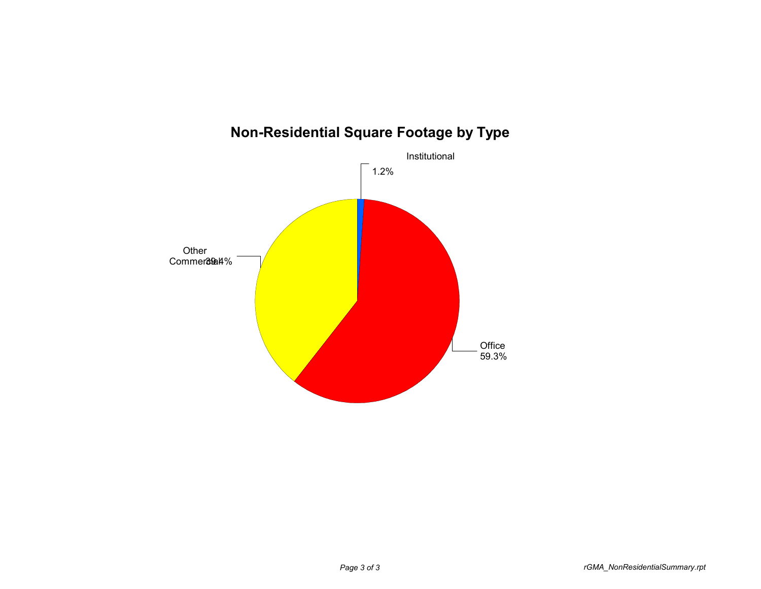## Non-Residential Square Footage by Type

Institutional
1.2%

Other
Commercial
39.4%

Office
59.3%

rGMA_NonResidentialSummary.rpt